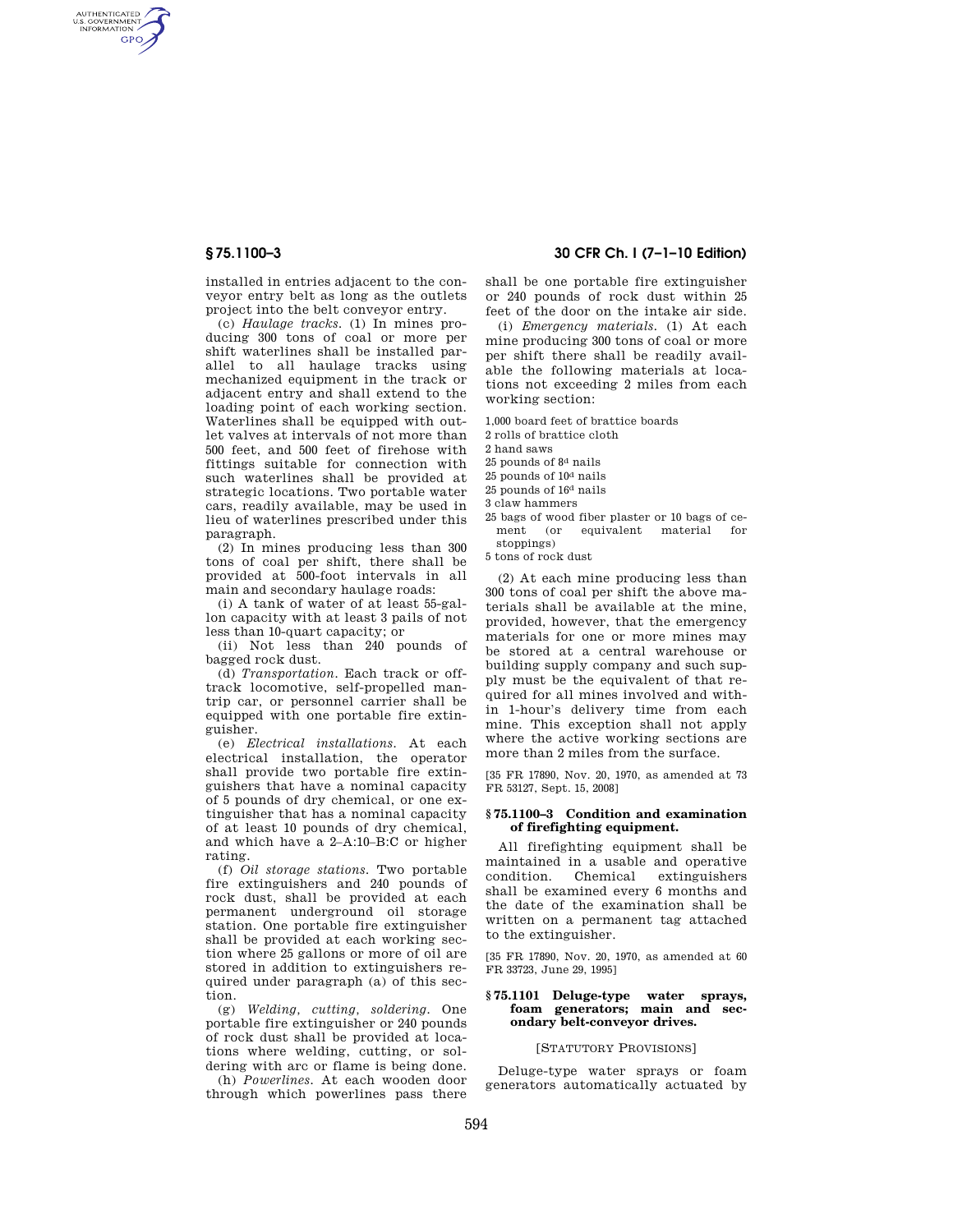installed in entries adjacent to the conveyor entry belt as long as the outlets project into the belt conveyor entry.

(c) *Haulage tracks.* (1) In mines producing 300 tons of coal or more per shift waterlines shall be installed parallel to all haulage tracks using mechanized equipment in the track or adjacent entry and shall extend to the loading point of each working section. Waterlines shall be equipped with outlet valves at intervals of not more than 500 feet, and 500 feet of firehose with fittings suitable for connection with such waterlines shall be provided at strategic locations. Two portable water cars, readily available, may be used in lieu of waterlines prescribed under this paragraph.

(2) In mines producing less than 300 tons of coal per shift, there shall be provided at 500-foot intervals in all main and secondary haulage roads:

(i) A tank of water of at least 55-gallon capacity with at least 3 pails of not less than 10-quart capacity; or

(ii) Not less than 240 pounds of bagged rock dust.

(d) *Transportation.* Each track or off-track locomotive, self-propelled mantrip car, or personnel carrier shall be equipped with one portable fire extinguisher.

(e) *Electrical installations.* At each electrical installation, the operator shall provide two portable fire extinguishers that have a nominal capacity of 5 pounds of dry chemical, or one extinguisher that has a nominal capacity of at least 10 pounds of dry chemical, and which have a 2–A:10–B:C or higher rating.

(f) *Oil storage stations.* Two portable fire extinguishers and 240 pounds of rock dust, shall be provided at each permanent underground oil storage station. One portable fire extinguisher shall be provided at each working section where 25 gallons or more of oil are stored in addition to extinguishers required under paragraph (a) of this section.

(g) *Welding, cutting, soldering.* One portable fire extinguisher or 240 pounds of rock dust shall be provided at locations where welding, cutting, or soldering with arc or flame is being done.

(h) *Powerlines.* At each wooden door through which powerlines pass there shall be one portable fire extinguisher or 240 pounds of rock dust within 25 feet of the door on the intake air side.

(i) *Emergency materials.* (1) At each mine producing 300 tons of coal or more per shift there shall be readily available the following materials at locations not exceeding 2 miles from each working section:

- 1,000 board feet of brattice boards
- 2 rolls of brattice cloth
- 2 hand saws
- 25 pounds of 8[d] nails
- 25 pounds of 10[d] nails
- 25 pounds of 16[d] nails
- 3 claw hammers
- 25 bags of wood fiber plaster or 10 bags of cement (or equivalent material for stoppings)
- 5 tons of rock dust

(2) At each mine producing less than 300 tons of coal per shift the above materials shall be available at the mine, provided, however, that the emergency materials for one or more mines may be stored at a central warehouse or building supply company and such supply must be the equivalent of that required for all mines involved and within 1-hour's delivery time from each mine. This exception shall not apply where the active working sections are more than 2 miles from the surface.

[35 FR 17890, Nov. 20, 1970, as amended at 73 FR 53127, Sept. 15, 2008]

### § 75.1100–3 Condition and examination of firefighting equipment.

All firefighting equipment shall be maintained in a usable and operative condition. Chemical extinguishers shall be examined every 6 months and the date of the examination shall be written on a permanent tag attached to the extinguisher.

[35 FR 17890, Nov. 20, 1970, as amended at 60 FR 33723, June 29, 1995]

### § 75.1101 Deluge-type water sprays, foam generators; main and secondary belt-conveyor drives.

[STATUTORY PROVISIONS]

Deluge-type water sprays or foam generators automatically actuated by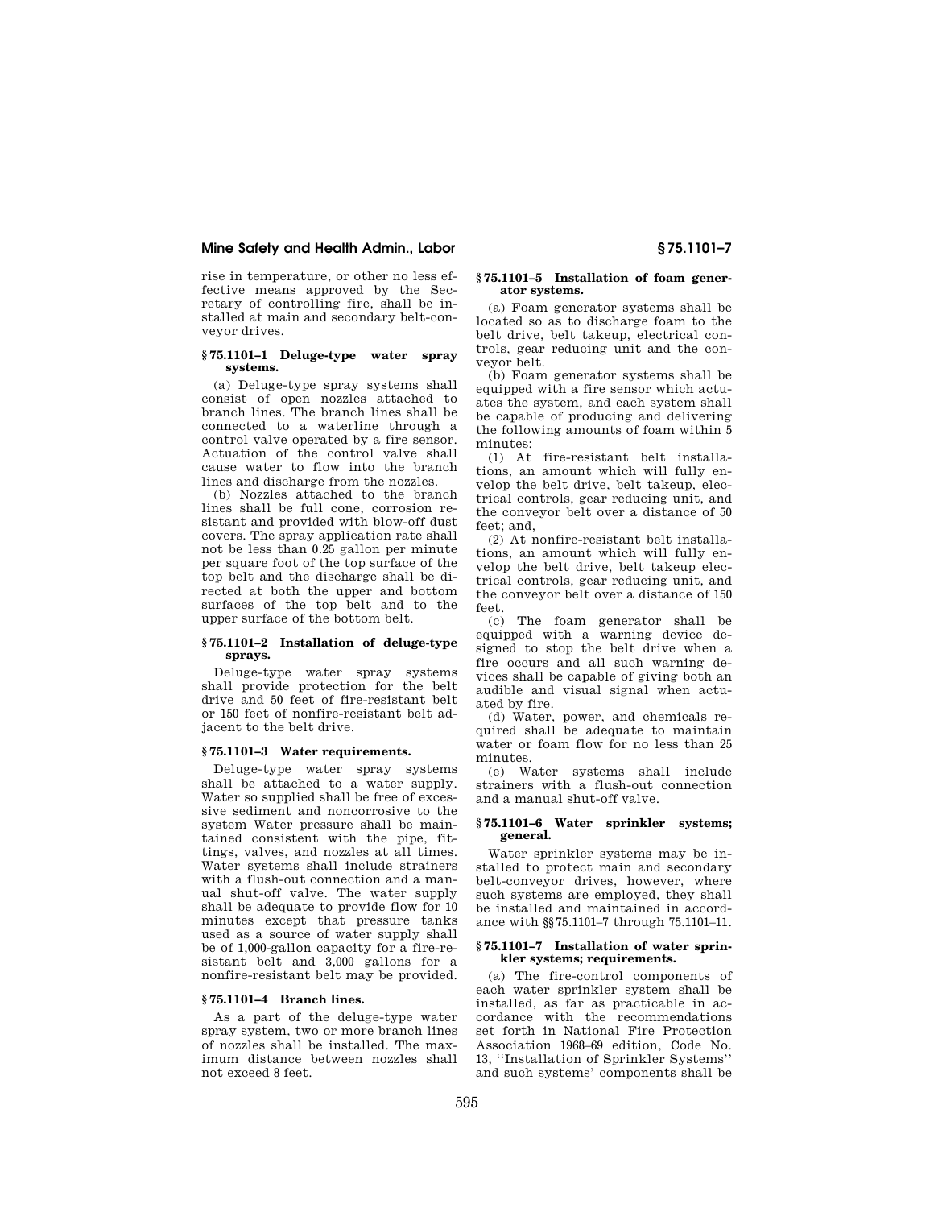rise in temperature, or other no less effective means approved by the Secretary of controlling fire, shall be installed at main and secondary belt-conveyor drives.

### § 75.1101–1 Deluge-type water spray systems.

(a) Deluge-type spray systems shall consist of open nozzles attached to branch lines. The branch lines shall be connected to a waterline through a control valve operated by a fire sensor. Actuation of the control valve shall cause water to flow into the branch lines and discharge from the nozzles.

(b) Nozzles attached to the branch lines shall be full cone, corrosion resistant and provided with blow-off dust covers. The spray application rate shall not be less than 0.25 gallon per minute per square foot of the top surface of the top belt and the discharge shall be directed at both the upper and bottom surfaces of the top belt and to the upper surface of the bottom belt.

### § 75.1101–2 Installation of deluge-type sprays.

Deluge-type water spray systems shall provide protection for the belt drive and 50 feet of fire-resistant belt or 150 feet of nonfire-resistant belt adjacent to the belt drive.

### § 75.1101–3 Water requirements.

Deluge-type water spray systems shall be attached to a water supply. Water so supplied shall be free of excessive sediment and noncorrosive to the system Water pressure shall be maintained consistent with the pipe, fittings, valves, and nozzles at all times. Water systems shall include strainers with a flush-out connection and a manual shut-off valve. The water supply shall be adequate to provide flow for 10 minutes except that pressure tanks used as a source of water supply shall be of 1,000-gallon capacity for a fire-resistant belt and 3,000 gallons for a nonfire-resistant belt may be provided.

### § 75.1101–4 Branch lines.

As a part of the deluge-type water spray system, two or more branch lines of nozzles shall be installed. The maximum distance between nozzles shall not exceed 8 feet.

### § 75.1101–5 Installation of foam generator systems.

(a) Foam generator systems shall be located so as to discharge foam to the belt drive, belt takeup, electrical controls, gear reducing unit and the conveyor belt.

(b) Foam generator systems shall be equipped with a fire sensor which actuates the system, and each system shall be capable of producing and delivering the following amounts of foam within 5 minutes:

(1) At fire-resistant belt installations, an amount which will fully envelop the belt drive, belt takeup, electrical controls, gear reducing unit, and the conveyor belt over a distance of 50 feet; and,

(2) At nonfire-resistant belt installations, an amount which will fully envelop the belt drive, belt takeup electrical controls, gear reducing unit, and the conveyor belt over a distance of 150 feet.

(c) The foam generator shall be equipped with a warning device designed to stop the belt drive when a fire occurs and all such warning devices shall be capable of giving both an audible and visual signal when actuated by fire.

(d) Water, power, and chemicals required shall be adequate to maintain water or foam flow for no less than 25 minutes.

(e) Water systems shall include strainers with a flush-out connection and a manual shut-off valve.

### § 75.1101–6 Water sprinkler systems; general.

Water sprinkler systems may be installed to protect main and secondary belt-conveyor drives, however, where such systems are employed, they shall be installed and maintained in accordance with §§ 75.1101–7 through 75.1101–11.

### § 75.1101–7 Installation of water sprinkler systems; requirements.

(a) The fire-control components of each water sprinkler system shall be installed, as far as practicable in accordance with the recommendations set forth in National Fire Protection Association 1968–69 edition, Code No. 13, ''Installation of Sprinkler Systems'' and such systems' components shall be